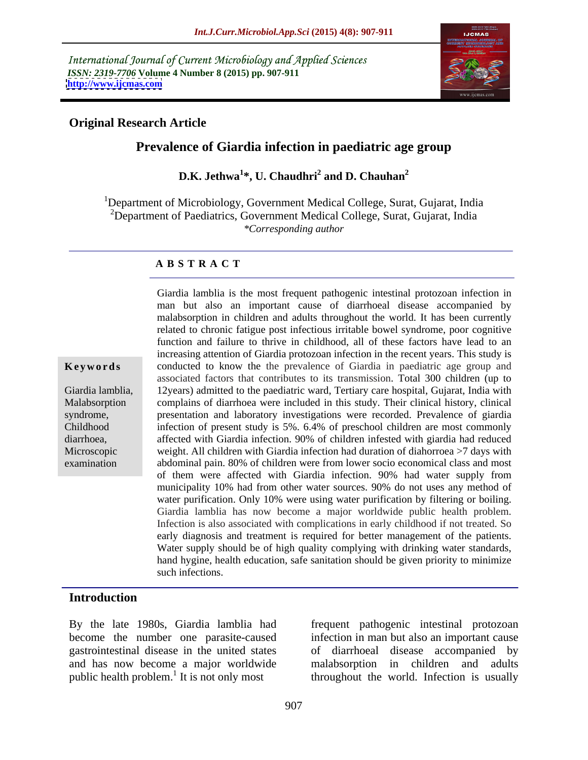International Journal of Current Microbiology and Applied Sciences
*ISSN: 2319-7706* **Volume 4 Number 8 (2015) pp. 907-911**
**http://www.ijcmas.com**

**Original Research Article**

# Prevalence of Giardia infection in paediatric age group

**D.K. Jethwa[1]*, U. Chaudhri[2] and D. Chauhan[2]**

[1]Department of Microbiology, Government Medical College, Surat, Gujarat, India
[2]Department of Paediatrics, Government Medical College, Surat, Gujarat, India
*\*Corresponding author*

## ABSTRACT

**Keywords**

Giardia lamblia, Malabsorption syndrome, Childhood diarrhoea, Microscopic examination

Giardia lamblia is the most frequent pathogenic intestinal protozoan infection in man but also an important cause of diarrhoeal disease accompanied by malabsorption in children and adults throughout the world. It has been currently related to chronic fatigue post infectious irritable bowel syndrome, poor cognitive function and failure to thrive in childhood, all of these factors have lead to an increasing attention of Giardia protozoan infection in the recent years. This study is conducted to know the the prevalence of Giardia in paediatric age group and associated factors that contributes to its transmission. Total 300 children (up to 12years) admitted to the paediatric ward, Tertiary care hospital, Gujarat, India with complains of diarrhoea were included in this study. Their clinical history, clinical presentation and laboratory investigations were recorded. Prevalence of giardia infection of present study is 5%. 6.4% of preschool children are most commonly affected with Giardia infection. 90% of children infested with giardia had reduced weight. All children with Giardia infection had duration of diahorroea >7 days with abdominal pain. 80% of children were from lower socio economical class and most of them were affected with Giardia infection. 90% had water supply from municipality 10% had from other water sources. 90% do not uses any method of water purification. Only 10% were using water purification by filtering or boiling. Giardia lamblia has now become a major worldwide public health problem. Infection is also associated with complications in early childhood if not treated. So early diagnosis and treatment is required for better management of the patients. Water supply should be of high quality complying with drinking water standards, hand hygine, health education, safe sanitation should be given priority to minimize such infections.

## Introduction

By the late 1980s, Giardia lamblia had become the number one parasite-caused gastrointestinal disease in the united states and has now become a major worldwide public health problem.[1] It is not only most frequent pathogenic intestinal protozoan infection in man but also an important cause of diarrhoeal disease accompanied by malabsorption in children and adults throughout the world. Infection is usually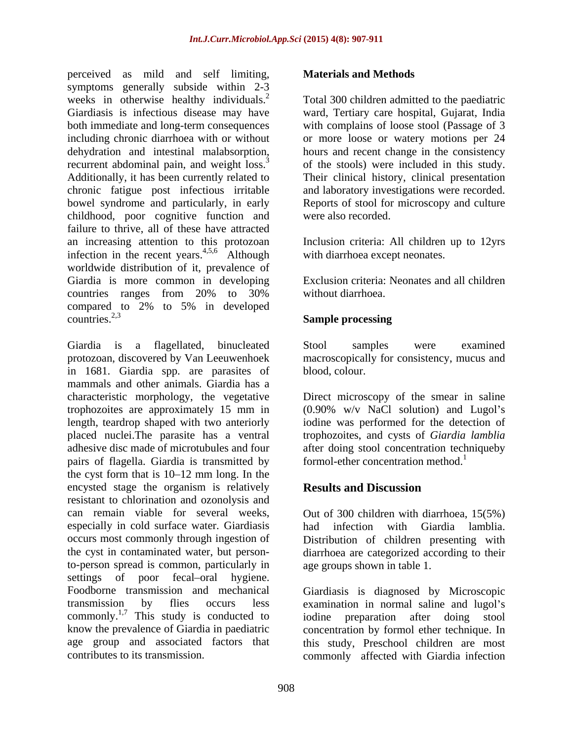perceived as mild and self limiting, symptoms generally subside within 2-3 weeks in otherwise healthy individuals.[2] Giardiasis is infectious disease may have both immediate and long-term consequences including chronic diarrhoea with or without dehydration and intestinal malabsorption, recurrent abdominal pain, and weight loss.[3] Additionally, it has been currently related to chronic fatigue post infectious irritable bowel syndrome and particularly, in early childhood, poor cognitive function and failure to thrive, all of these have attracted an increasing attention to this protozoan infection in the recent years.[4,5,6] Although worldwide distribution of it, prevalence of Giardia is more common in developing countries ranges from 20% to 30% compared to 2% to 5% in developed countries.[2,3]

Giardia is a flagellated, binucleated protozoan, discovered by Van Leeuwenhoek in 1681. Giardia spp. are parasites of mammals and other animals. Giardia has a characteristic morphology, the vegetative trophozoites are approximately 15 mm in length, teardrop shaped with two anteriorly placed nuclei.The parasite has a ventral adhesive disc made of microtubules and four pairs of flagella. Giardia is transmitted by the cyst form that is 10–12 mm long. In the encysted stage the organism is relatively resistant to chlorination and ozonolysis and can remain viable for several weeks, especially in cold surface water. Giardiasis occurs most commonly through ingestion of the cyst in contaminated water, but person-to-person spread is common, particularly in settings of poor fecal–oral hygiene. Foodborne transmission and mechanical transmission by flies occurs less commonly.[1,7] This study is conducted to know the prevalence of Giardia in paediatric age group and associated factors that contributes to its transmission.

## Materials and Methods

Total 300 children admitted to the paediatric ward, Tertiary care hospital, Gujarat, India with complains of loose stool (Passage of 3 or more loose or watery motions per 24 hours and recent change in the consistency of the stools) were included in this study. Their clinical history, clinical presentation and laboratory investigations were recorded. Reports of stool for microscopy and culture were also recorded.

Inclusion criteria: All children up to 12yrs with diarrhoea except neonates.

Exclusion criteria: Neonates and all children without diarrhoea.

### Sample processing

Stool samples were examined macroscopically for consistency, mucus and blood, colour.

Direct microscopy of the smear in saline (0.90% w/v NaCl solution) and Lugol's iodine was performed for the detection of trophozoites, and cysts of *Giardia lamblia* after doing stool concentration techniqueby formol-ether concentration method.[1]

## Results and Discussion

Out of 300 children with diarrhoea, 15(5%) had infection with Giardia lamblia. Distribution of children presenting with diarrhoea are categorized according to their age groups shown in table 1.

Giardiasis is diagnosed by Microscopic examination in normal saline and lugol's iodine preparation after doing stool concentration by formol ether technique. In this study, Preschool children are most commonly affected with Giardia infection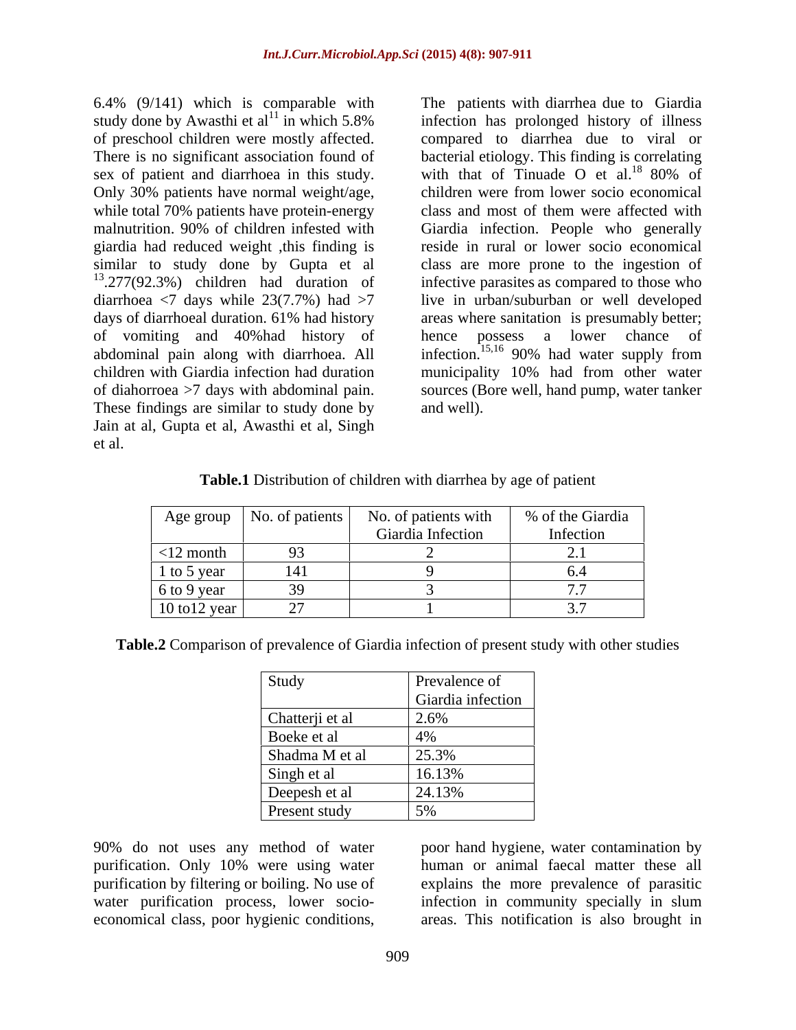6.4% (9/141) which is comparable with study done by Awasthi et al[11] in which 5.8% of preschool children were mostly affected. There is no significant association found of sex of patient and diarrhoea in this study. Only 30% patients have normal weight/age, while total 70% patients have protein-energy malnutrition. 90% of children infested with giardia had reduced weight ,this finding is similar to study done by Gupta et al [13].277(92.3%) children had duration of diarrhoea <7 days while 23(7.7%) had >7 days of diarrhoeal duration. 61% had history of vomiting and 40%had history of abdominal pain along with diarrhoea. All children with Giardia infection had duration of diahorroea >7 days with abdominal pain. These findings are similar to study done by Jain at al, Gupta et al, Awasthi et al, Singh et al.

The patients with diarrhea due to Giardia infection has prolonged history of illness compared to diarrhea due to viral or bacterial etiology. This finding is correlating with that of Tinuade O et al.[18] 80% of children were from lower socio economical class and most of them were affected with Giardia infection. People who generally reside in rural or lower socio economical class are more prone to the ingestion of infective parasites as compared to those who live in urban/suburban or well developed areas where sanitation is presumably better; hence possess a lower chance of infection.[15,16] 90% had water supply from municipality 10% had from other water sources (Bore well, hand pump, water tanker and well).

**Table.1** Distribution of children with diarrhea by age of patient

| Age group | No. of patients | No. of patients with Giardia Infection | % of the Giardia Infection |
|---|---|---|---|
| <12 month | 93 | 2 | 2.1 |
| 1 to 5 year | 141 | 9 | 6.4 |
| 6 to 9 year | 39 | 3 | 7.7 |
| 10 to12 year | 27 | 1 | 3.7 |

**Table.2** Comparison of prevalence of Giardia infection of present study with other studies

| Study | Prevalence of Giardia infection |
|---|---|
| Chatterji et al | 2.6% |
| Boeke et al | 4% |
| Shadma M et al | 25.3% |
| Singh et al | 16.13% |
| Deepesh et al | 24.13% |
| Present study | 5% |

90% do not uses any method of water purification. Only 10% were using water purification by filtering or boiling. No use of water purification process, lower socio-economical class, poor hygienic conditions, poor hand hygiene, water contamination by human or animal faecal matter these all explains the more prevalence of parasitic infection in community specially in slum areas. This notification is also brought in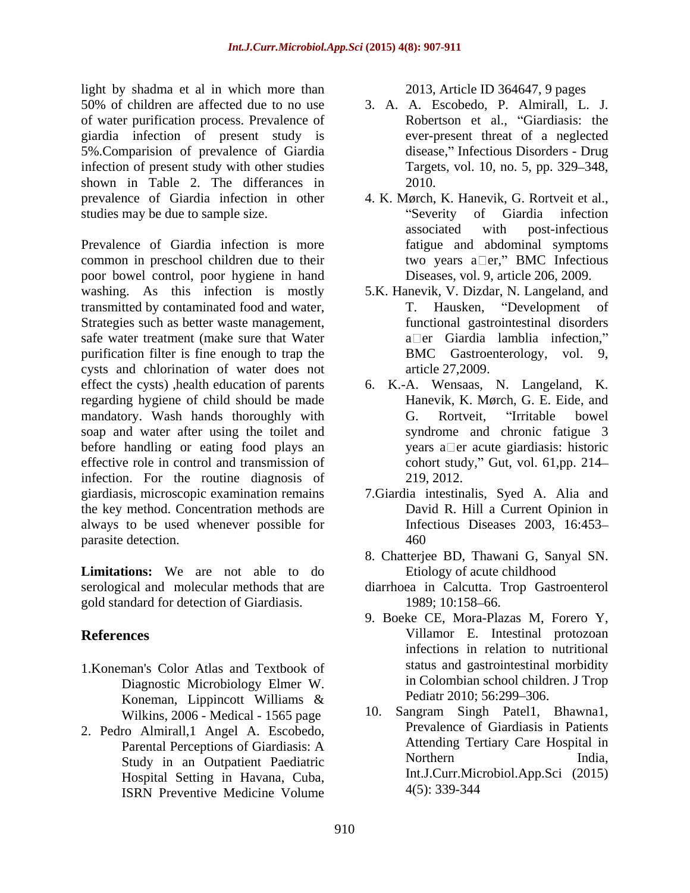light by shadma et al in which more than 50% of children are affected due to no use of water purification process. Prevalence of giardia infection of present study is 5%.Comparision of prevalence of Giardia infection of present study with other studies shown in Table 2. The differances in prevalence of Giardia infection in other studies may be due to sample size.

Prevalence of Giardia infection is more common in preschool children due to their poor bowel control, poor hygiene in hand washing. As this infection is mostly transmitted by contaminated food and water, Strategies such as better waste management, safe water treatment (make sure that Water purification filter is fine enough to trap the cysts and chlorination of water does not effect the cysts) ,health education of parents regarding hygiene of child should be made mandatory. Wash hands thoroughly with soap and water after using the toilet and before handling or eating food plays an effective role in control and transmission of infection. For the routine diagnosis of giardiasis, microscopic examination remains the key method. Concentration methods are always to be used whenever possible for parasite detection.

**Limitations:** We are not able to do serological and molecular methods that are gold standard for detection of Giardiasis.

## References

1. Koneman's Color Atlas and Textbook of Diagnostic Microbiology Elmer W. Koneman, Lippincott Williams & Wilkins, 2006 - Medical - 1565 page
2. Pedro Almirall,1 Angel A. Escobedo, Parental Perceptions of Giardiasis: A Study in an Outpatient Paediatric Hospital Setting in Havana, Cuba, ISRN Preventive Medicine Volume 2013, Article ID 364647, 9 pages
3. A. A. Escobedo, P. Almirall, L. J. Robertson et al., "Giardiasis: the ever-present threat of a neglected disease," Infectious Disorders - Drug Targets, vol. 10, no. 5, pp. 329–348, 2010.
4. K. Mørch, K. Hanevik, G. Rortveit et al., "Severity of Giardia infection associated with post-infectious fatigue and abdominal symptoms two years a□er," BMC Infectious Diseases, vol. 9, article 206, 2009.
5. K. Hanevik, V. Dizdar, N. Langeland, and T. Hausken, "Development of functional gastrointestinal disorders a□er Giardia lamblia infection," BMC Gastroenterology, vol. 9, article 27,2009.
6. K.-A. Wensaas, N. Langeland, K. Hanevik, K. Mørch, G. E. Eide, and G. Rortveit, "Irritable bowel syndrome and chronic fatigue 3 years a□er acute giardiasis: historic cohort study," Gut, vol. 61,pp. 214–219, 2012.
7. Giardia intestinalis, Syed A. Alia and David R. Hill a Current Opinion in Infectious Diseases 2003, 16:453–460
8. Chatterjee BD, Thawani G, Sanyal SN. Etiology of acute childhood diarrhoea in Calcutta. Trop Gastroenterol 1989; 10:158–66.
9. Boeke CE, Mora-Plazas M, Forero Y, Villamor E. Intestinal protozoan infections in relation to nutritional status and gastrointestinal morbidity in Colombian school children. J Trop Pediatr 2010; 56:299–306.
10. Sangram Singh Patel1, Bhawna1, Prevalence of Giardiasis in Patients Attending Tertiary Care Hospital in Northern India, Int.J.Curr.Microbiol.App.Sci (2015) 4(5): 339-344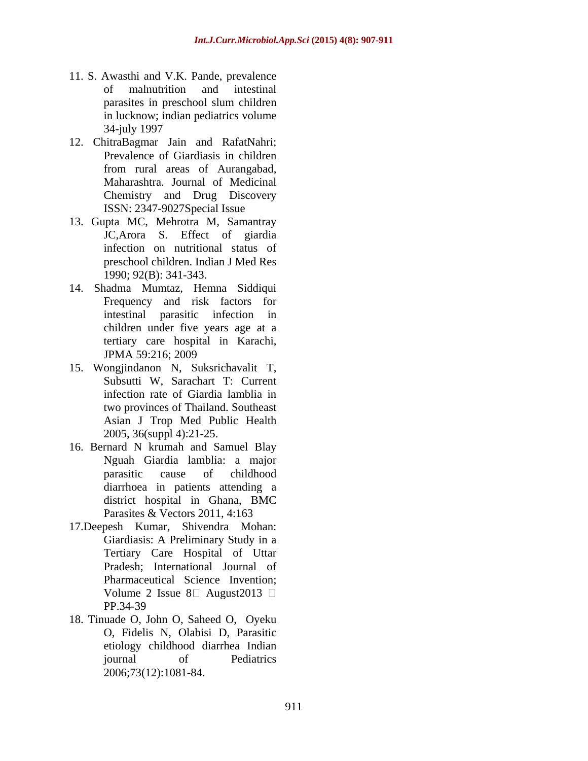11. S. Awasthi and V.K. Pande, prevalence of malnutrition and intestinal parasites in preschool slum children in lucknow; indian pediatrics volume 34-july 1997
12. ChitraBagmar Jain and RafatNahri; Prevalence of Giardiasis in children from rural areas of Aurangabad, Maharashtra. Journal of Medicinal Chemistry and Drug Discovery ISSN: 2347-9027Special Issue
13. Gupta MC, Mehrotra M, Samantray JC,Arora S. Effect of giardia infection on nutritional status of preschool children. Indian J Med Res 1990; 92(B): 341-343.
14. Shadma Mumtaz, Hemna Siddiqui Frequency and risk factors for intestinal parasitic infection in children under five years age at a tertiary care hospital in Karachi, JPMA 59:216; 2009
15. Wongjindanon N, Suksrichavalit T, Subsutti W, Sarachart T: Current infection rate of Giardia lamblia in two provinces of Thailand. Southeast Asian J Trop Med Public Health 2005, 36(suppl 4):21-25.
16. Bernard N krumah and Samuel Blay Nguah Giardia lamblia: a major parasitic cause of childhood diarrhoea in patients attending a district hospital in Ghana, BMC Parasites & Vectors 2011, 4:163
17. Deepesh Kumar, Shivendra Mohan: Giardiasis: A Preliminary Study in a Tertiary Care Hospital of Uttar Pradesh; International Journal of Pharmaceutical Science Invention; Volume 2 Issue 8 August2013 PP.34-39
18. Tinuade O, John O, Saheed O, Oyeku O, Fidelis N, Olabisi D, Parasitic etiology childhood diarrhea Indian journal of Pediatrics 2006;73(12):1081-84.